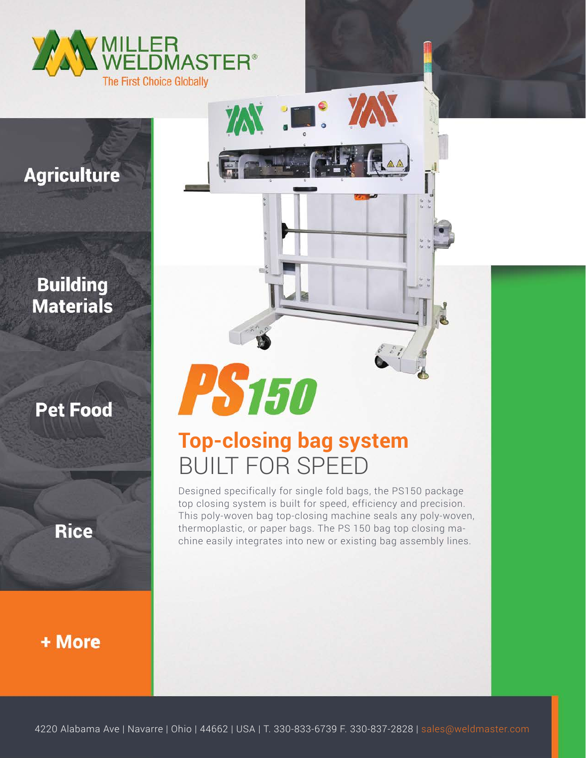MILLER WELDMASTER®
The First Choice Globally

**Agriculture**

**Building Materials**

**Pet Food**

**Rice**

**+ More**

# PS150

## Top-closing bag system
## BUILT FOR SPEED

Designed specifically for single fold bags, the PS150 package top closing system is built for speed, efficiency and precision. This poly-woven bag top-closing machine seals any poly-woven, thermoplastic, or paper bags. The PS 150 bag top closing machine easily integrates into new or existing bag assembly lines.

4220 Alabama Ave | Navarre | Ohio | 44662 | USA | T. 330-833-6739 F. 330-837-2828 | sales@weldmaster.com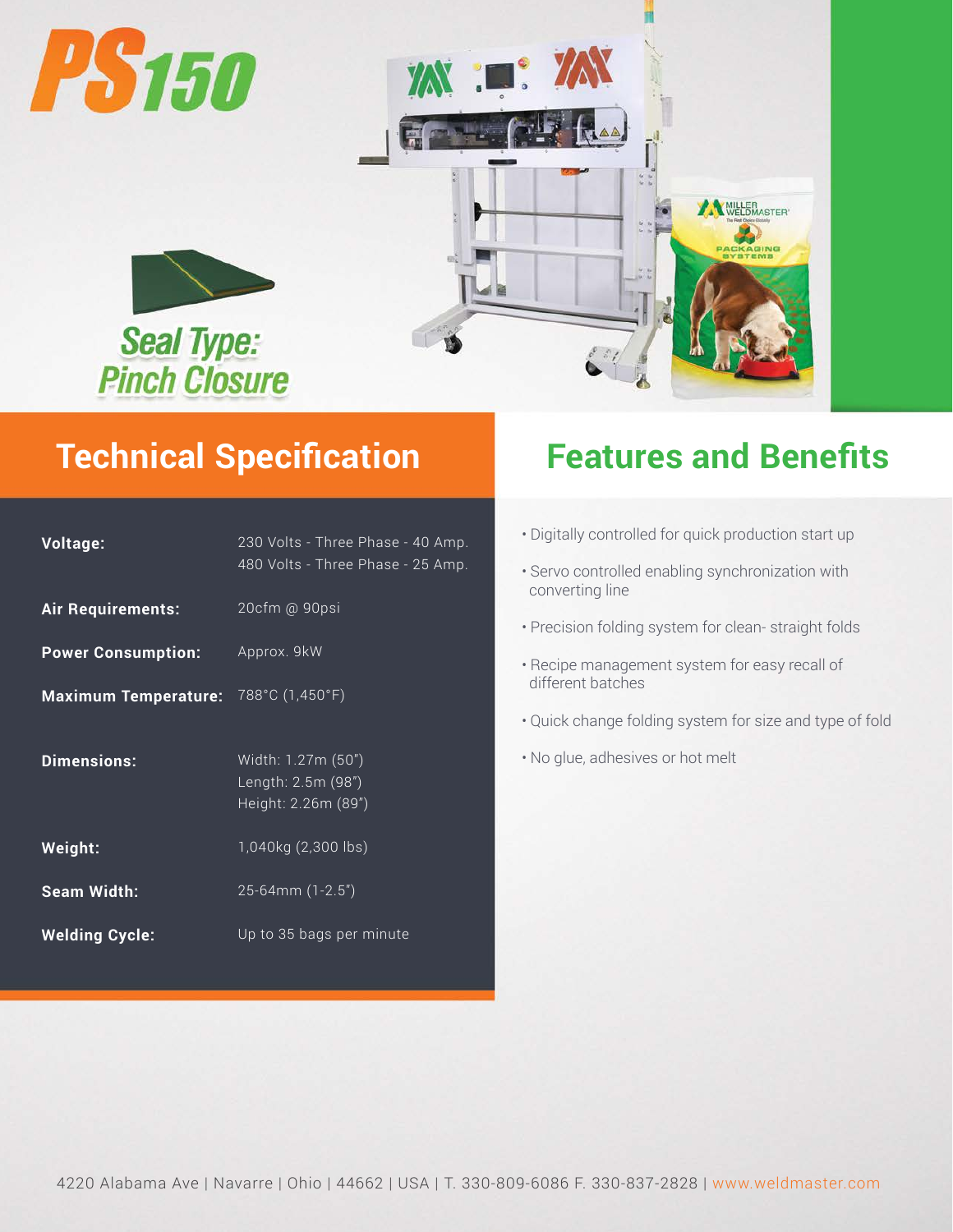# PS150

**Seal Type: Pinch Closure**

## Technical Specification

| | |
|---|---|
| **Voltage:** | 230 Volts - Three Phase - 40 Amp.<br>480 Volts - Three Phase - 25 Amp. |
| **Air Requirements:** | 20cfm @ 90psi |
| **Power Consumption:** | Approx. 9kW |
| **Maximum Temperature:** | 788°C (1,450°F) |
| **Dimensions:** | Width: 1.27m (50")<br>Length: 2.5m (98")<br>Height: 2.26m (89") |
| **Weight:** | 1,040kg (2,300 lbs) |
| **Seam Width:** | 25-64mm (1-2.5") |
| **Welding Cycle:** | Up to 35 bags per minute |

## Features and Benefits

- Digitally controlled for quick production start up
- Servo controlled enabling synchronization with converting line
- Precision folding system for clean- straight folds
- Recipe management system for easy recall of different batches
- Quick change folding system for size and type of fold
- No glue, adhesives or hot melt

4220 Alabama Ave | Navarre | Ohio | 44662 | USA | T. 330-809-6086 F. 330-837-2828 | www.weldmaster.com